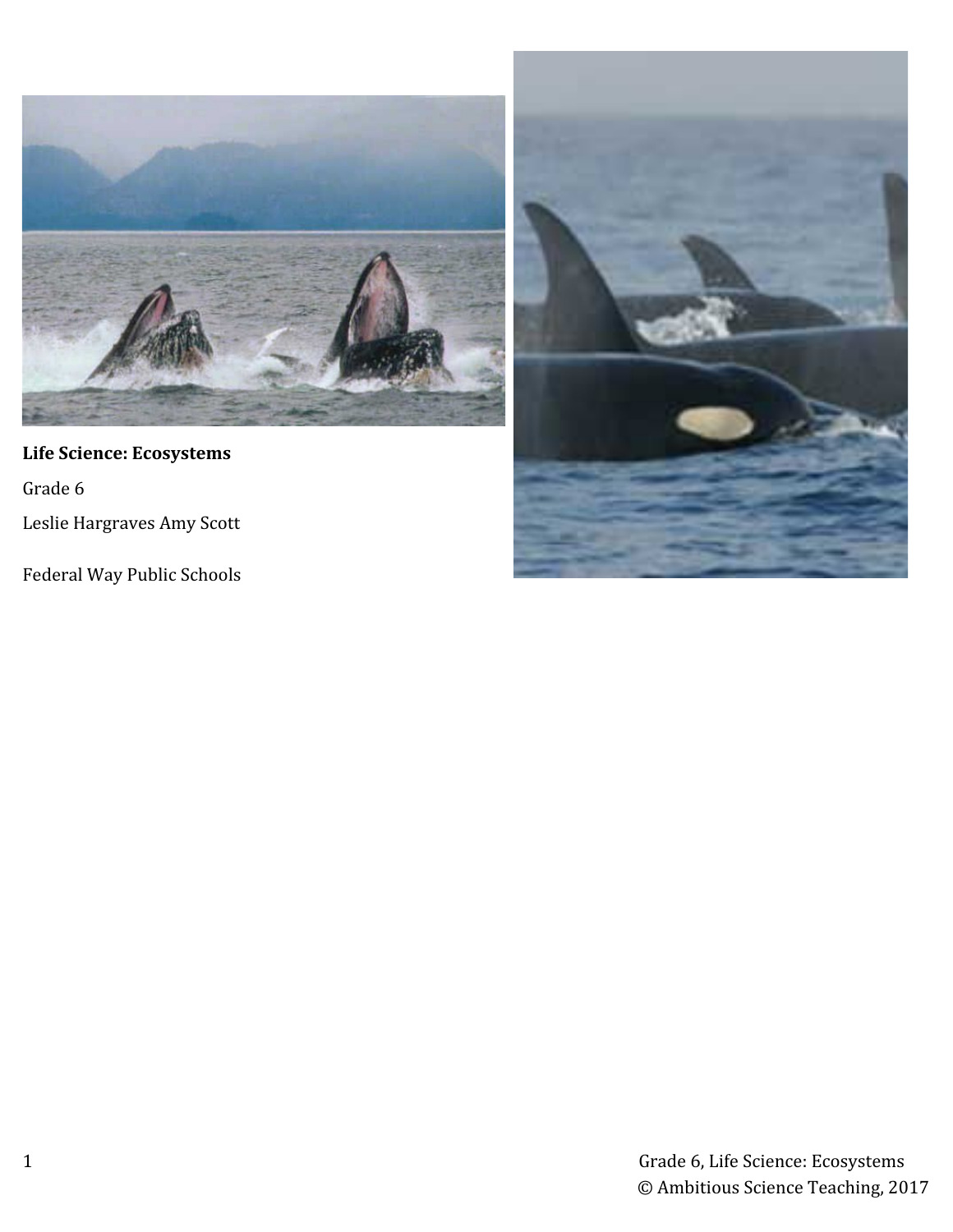**Life Science: Ecosystems**

Grade 6

Leslie Hargraves Amy Scott

Federal Way Public Schools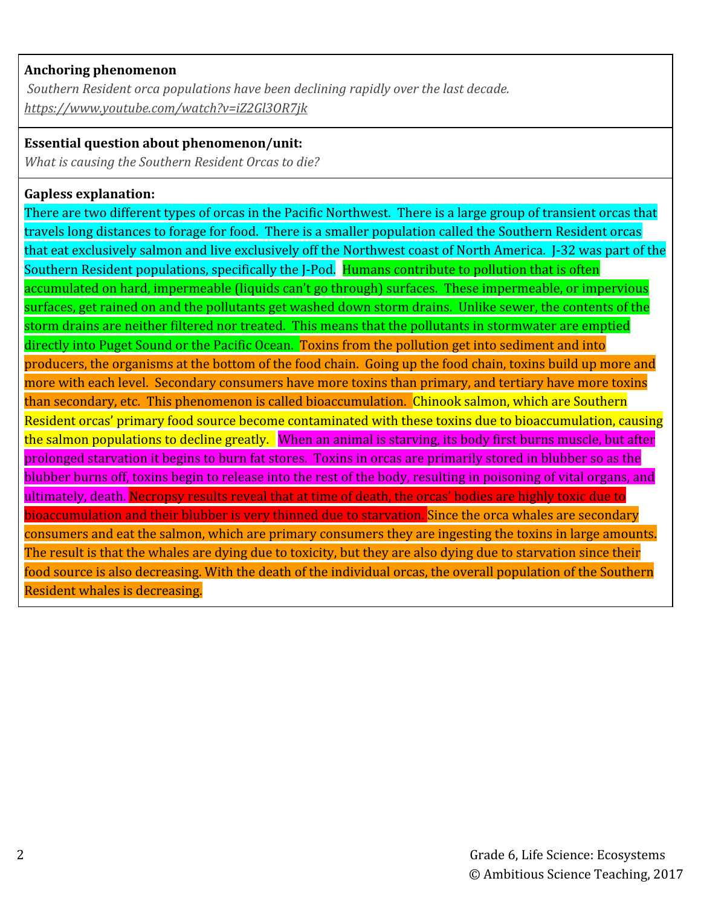**Anchoring phenomenon**

*Southern Resident orca populations have been declining rapidly over the last decade.*
*https://www.youtube.com/watch?v=iZ2Gl3OR7jk*

**Essential question about phenomenon/unit:**

*What is causing the Southern Resident Orcas to die?*

**Gapless explanation:**

There are two different types of orcas in the Pacific Northwest. There is a large group of transient orcas that travels long distances to forage for food. There is a smaller population called the Southern Resident orcas that eat exclusively salmon and live exclusively off the Northwest coast of North America. J-32 was part of the Southern Resident populations, specifically the J-Pod. Humans contribute to pollution that is often accumulated on hard, impermeable (liquids can't go through) surfaces. These impermeable, or impervious surfaces, get rained on and the pollutants get washed down storm drains. Unlike sewer, the contents of the storm drains are neither filtered nor treated. This means that the pollutants in stormwater are emptied directly into Puget Sound or the Pacific Ocean. Toxins from the pollution get into sediment and into producers, the organisms at the bottom of the food chain. Going up the food chain, toxins build up more and more with each level. Secondary consumers have more toxins than primary, and tertiary have more toxins than secondary, etc. This phenomenon is called bioaccumulation. Chinook salmon, which are Southern Resident orcas' primary food source become contaminated with these toxins due to bioaccumulation, causing the salmon populations to decline greatly. When an animal is starving, its body first burns muscle, but after prolonged starvation it begins to burn fat stores. Toxins in orcas are primarily stored in blubber so as the blubber burns off, toxins begin to release into the rest of the body, resulting in poisoning of vital organs, and ultimately, death. Necropsy results reveal that at time of death, the orcas' bodies are highly toxic due to bioaccumulation and their blubber is very thinned due to starvation. Since the orca whales are secondary consumers and eat the salmon, which are primary consumers they are ingesting the toxins in large amounts. The result is that the whales are dying due to toxicity, but they are also dying due to starvation since their food source is also decreasing. With the death of the individual orcas, the overall population of the Southern Resident whales is decreasing.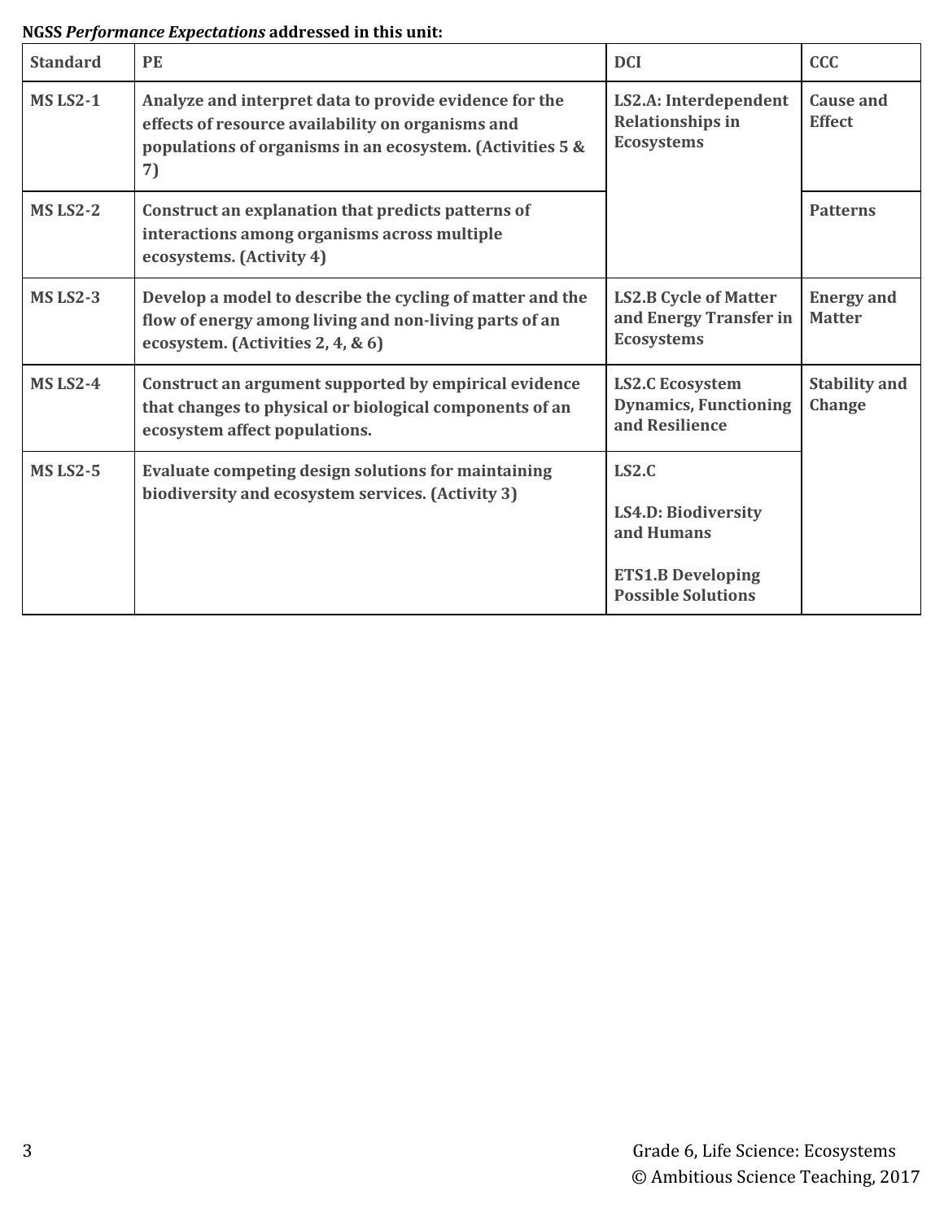**NGSS *Performance Expectations* addressed in this unit:**

| Standard | PE | DCI | CCC |
|---|---|---|---|
| **MS LS2-1** | **Analyze and interpret data to provide evidence for the effects of resource availability on organisms and populations of organisms in an ecosystem. (Activities 5 & 7)** | **LS2.A: Interdependent Relationships in Ecosystems** | **Cause and Effect** |
| **MS LS2-2** | **Construct an explanation that predicts patterns of interactions among organisms across multiple ecosystems. (Activity 4)** | | **Patterns** |
| **MS LS2-3** | **Develop a model to describe the cycling of matter and the flow of energy among living and non-living parts of an ecosystem. (Activities 2, 4, & 6)** | **LS2.B Cycle of Matter and Energy Transfer in Ecosystems** | **Energy and Matter** |
| **MS LS2-4** | **Construct an argument supported by empirical evidence that changes to physical or biological components of an ecosystem affect populations.** | **LS2.C Ecosystem Dynamics, Functioning and Resilience** | **Stability and Change** |
| **MS LS2-5** | **Evaluate competing design solutions for maintaining biodiversity and ecosystem services. (Activity 3)** | **LS2.C**<br><br>**LS4.D: Biodiversity and Humans**<br><br>**ETS1.B Developing Possible Solutions** | |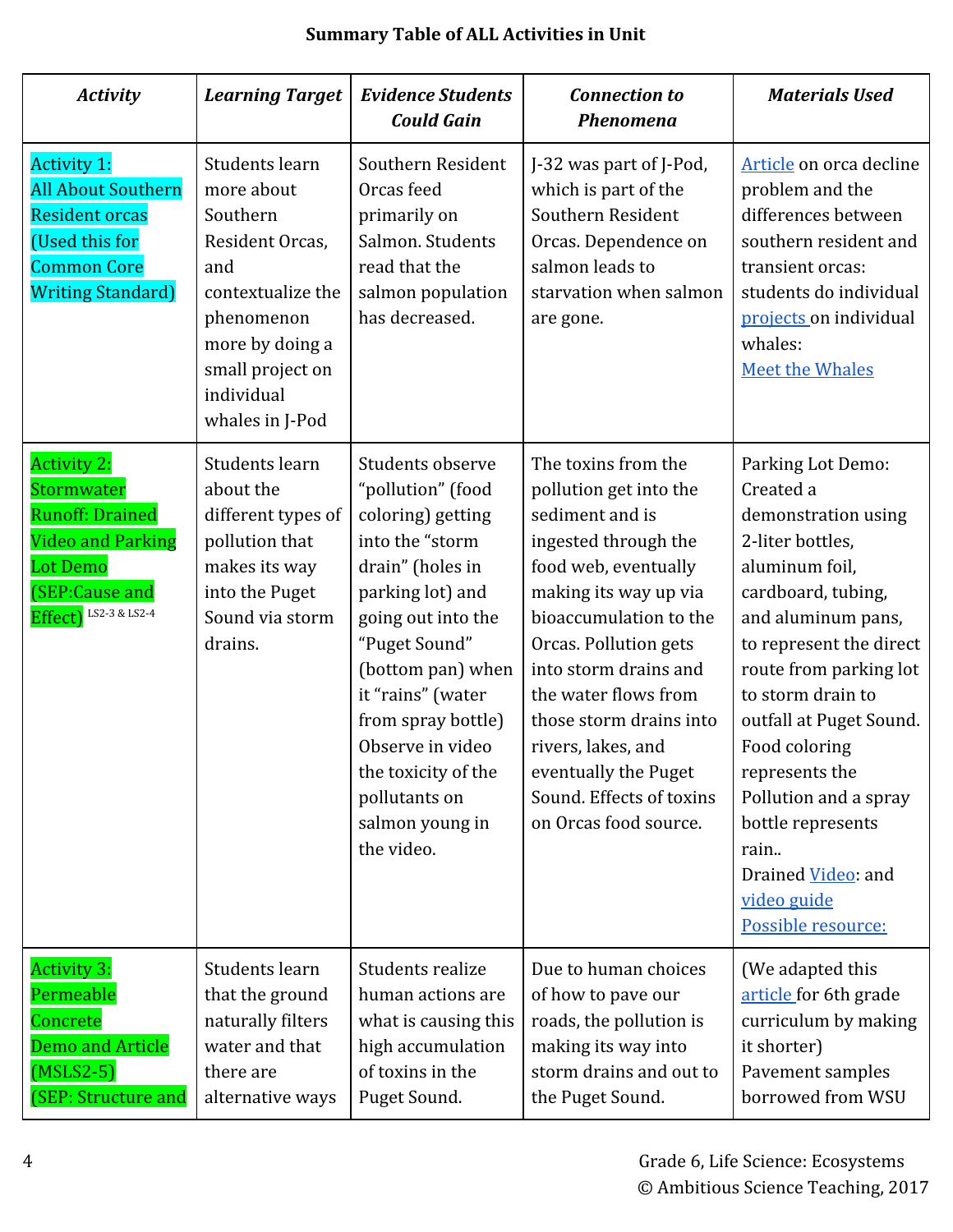**Summary Table of ALL Activities in Unit**

| *Activity* | *Learning Target* | *Evidence Students Could Gain* | *Connection to Phenomena* | *Materials Used* |
|---|---|---|---|---|
| Activity 1: All About Southern Resident orcas (Used this for Common Core Writing Standard) | Students learn more about Southern Resident Orcas, and contextualize the phenomenon more by doing a small project on individual whales in J-Pod | Southern Resident Orcas feed primarily on Salmon. Students read that the salmon population has decreased. | J-32 was part of J-Pod, which is part of the Southern Resident Orcas. Dependence on salmon leads to starvation when salmon are gone. | Article on orca decline problem and the differences between southern resident and transient orcas: students do individual projects on individual whales: Meet the Whales |
| Activity 2: Stormwater Runoff: Drained Video and Parking Lot Demo (SEP:Cause and Effect) LS2-3 & LS2-4 | Students learn about the different types of pollution that makes its way into the Puget Sound via storm drains. | Students observe "pollution" (food coloring) getting into the "storm drain" (holes in parking lot) and going out into the "Puget Sound" (bottom pan) when it "rains" (water from spray bottle) Observe in video the toxicity of the pollutants on salmon young in the video. | The toxins from the pollution get into the sediment and is ingested through the food web, eventually making its way up via bioaccumulation to the Orcas. Pollution gets into storm drains and the water flows from those storm drains into rivers, lakes, and eventually the Puget Sound. Effects of toxins on Orcas food source. | Parking Lot Demo: Created a demonstration using 2-liter bottles, aluminum foil, cardboard, tubing, and aluminum pans, to represent the direct route from parking lot to storm drain to outfall at Puget Sound. Food coloring represents the Pollution and a spray bottle represents rain.. Drained Video: and video guide Possible resource: |
| Activity 3: Permeable Concrete Demo and Article (MSLS2-5) (SEP: Structure and | Students learn that the ground naturally filters water and that there are alternative ways | Students realize human actions are what is causing this high accumulation of toxins in the Puget Sound. | Due to human choices of how to pave our roads, the pollution is making its way into storm drains and out to the Puget Sound. | (We adapted this article for 6th grade curriculum by making it shorter) Pavement samples borrowed from WSU |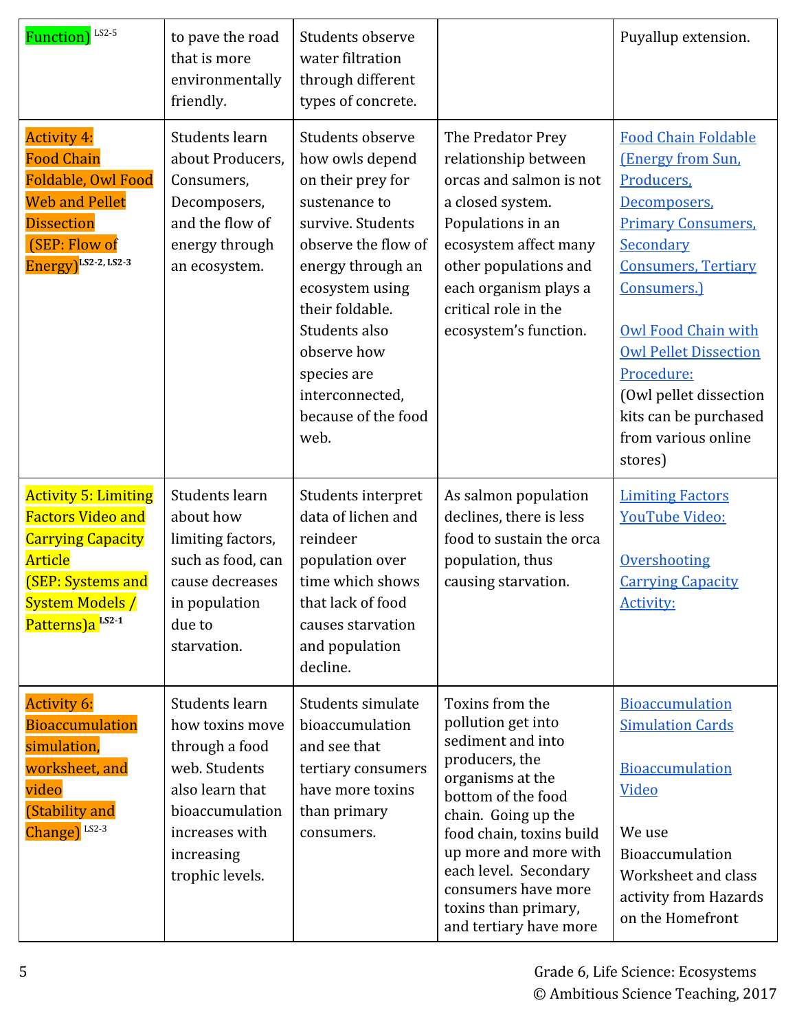| Function) [LS2-5] | to pave the road that is more environmentally friendly. | Students observe water filtration through different types of concrete. | | Puyallup extension. |
|---|---|---|---|---|
| Activity 4: Food Chain Foldable, Owl Food Web and Pellet Dissection (SEP: Flow of Energy) [LS2-2, LS2-3] | Students learn about Producers, Consumers, Decomposers, and the flow of energy through an ecosystem. | Students observe how owls depend on their prey for sustenance to survive. Students observe the flow of energy through an ecosystem using their foldable. Students also observe how species are interconnected, because of the food web. | The Predator Prey relationship between orcas and salmon is not a closed system. Populations in an ecosystem affect many other populations and each organism plays a critical role in the ecosystem's function. | Food Chain Foldable (Energy from Sun, Producers, Decomposers, Primary Consumers, Secondary Consumers, Tertiary Consumers.)<br><br>Owl Food Chain with Owl Pellet Dissection Procedure:<br>(Owl pellet dissection kits can be purchased from various online stores) |
| Activity 5: Limiting Factors Video and Carrying Capacity Article (SEP: Systems and System Models / Patterns)a [LS2-1] | Students learn about how limiting factors, such as food, can cause decreases in population due to starvation. | Students interpret data of lichen and reindeer population over time which shows that lack of food causes starvation and population decline. | As salmon population declines, there is less food to sustain the orca population, thus causing starvation. | Limiting Factors YouTube Video:<br><br>Overshooting Carrying Capacity Activity: |
| Activity 6: Bioaccumulation simulation, worksheet, and video (Stability and Change) [LS2-3] | Students learn how toxins move through a food web. Students also learn that bioaccumulation increases with increasing trophic levels. | Students simulate bioaccumulation and see that tertiary consumers have more toxins than primary consumers. | Toxins from the pollution get into sediment and into producers, the organisms at the bottom of the food chain. Going up the food chain, toxins build up more and more with each level. Secondary consumers have more toxins than primary, and tertiary have more | Bioaccumulation Simulation Cards<br><br>Bioaccumulation Video<br><br>We use Bioaccumulation Worksheet and class activity from Hazards on the Homefront |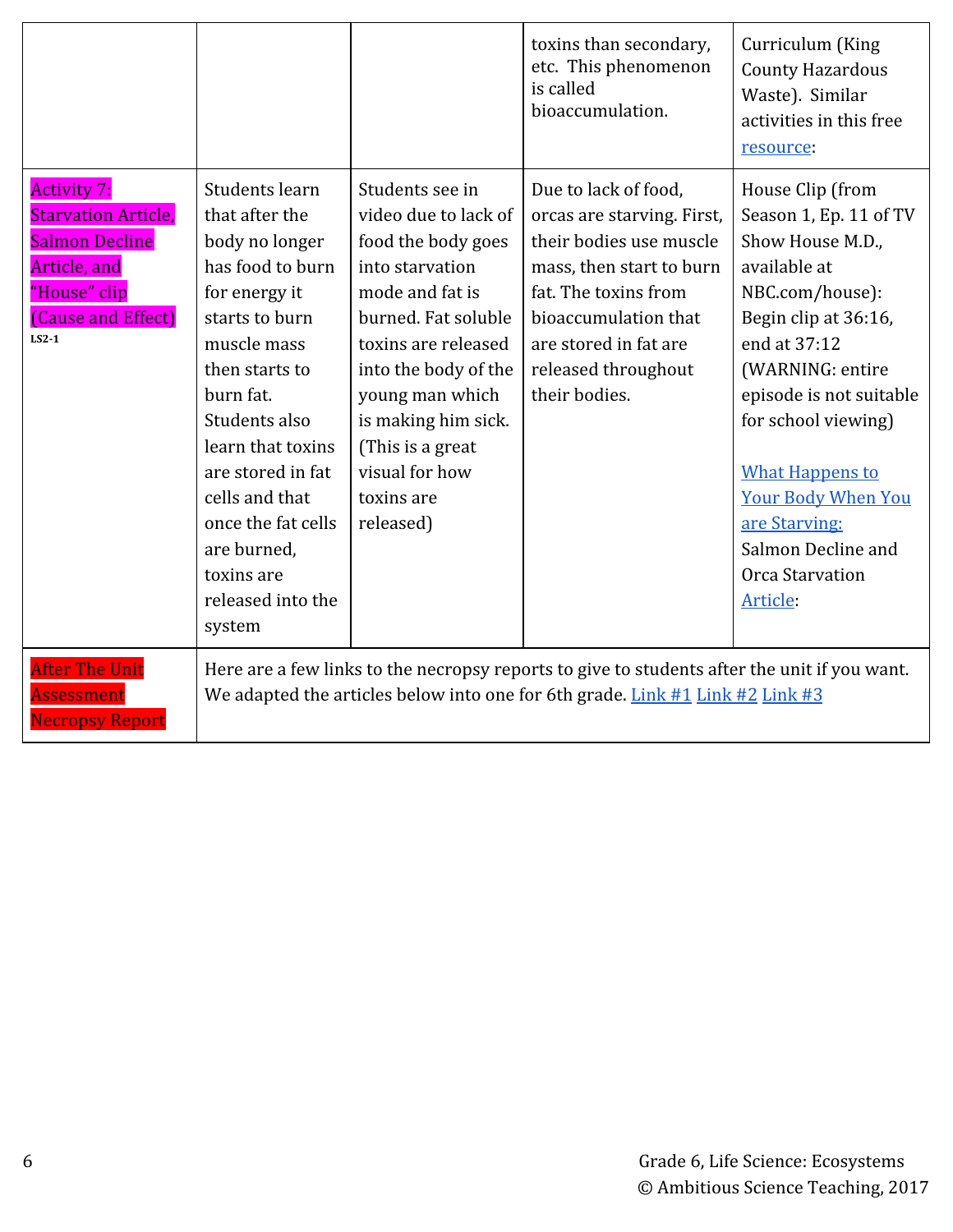| | | | | |
|---|---|---|---|---|
| | | | toxins than secondary, etc. This phenomenon is called bioaccumulation. | Curriculum (King County Hazardous Waste). Similar activities in this free resource: |
| Activity 7: Starvation Article, Salmon Decline Article, and "House" clip (Cause and Effect) LS2-1 | Students learn that after the body no longer has food to burn for energy it starts to burn muscle mass then starts to burn fat. Students also learn that toxins are stored in fat cells and that once the fat cells are burned, toxins are released into the system | Students see in video due to lack of food the body goes into starvation mode and fat is burned. Fat soluble toxins are released into the body of the young man which is making him sick. (This is a great visual for how toxins are released) | Due to lack of food, orcas are starving. First, their bodies use muscle mass, then start to burn fat. The toxins from bioaccumulation that are stored in fat are released throughout their bodies. | House Clip (from Season 1, Ep. 11 of TV Show House M.D., available at NBC.com/house): Begin clip at 36:16, end at 37:12 (WARNING: entire episode is not suitable for school viewing) What Happens to Your Body When You are Starving: Salmon Decline and Orca Starvation Article: |
| After The Unit Assessment Necropsy Report | Here are a few links to the necropsy reports to give to students after the unit if you want. We adapted the articles below into one for 6th grade. Link #1 Link #2 Link #3 | | | |

Grade 6, Life Science: Ecosystems
© Ambitious Science Teaching, 2017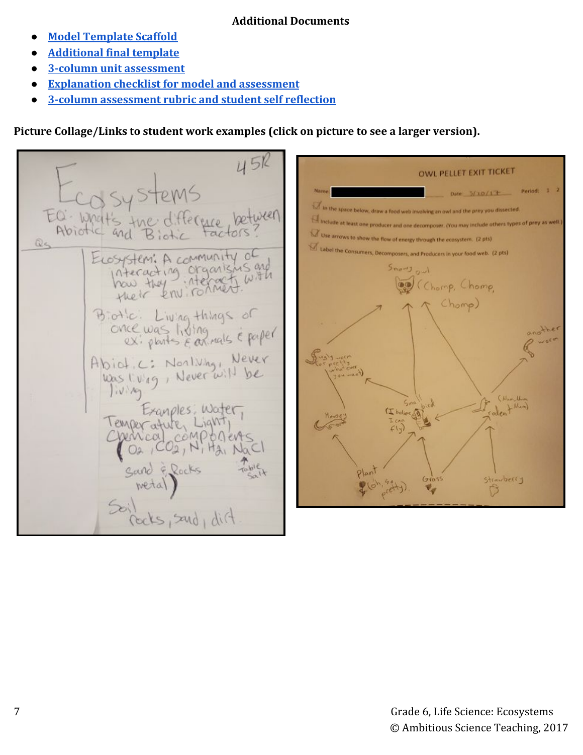**Additional Documents**

- Model Template Scaffold
- Additional final template
- 3-column unit assessment
- Explanation checklist for model and assessment
- 3-column assessment rubric and student self reflection

**Picture Collage/Links to student work examples (click on picture to see a larger version).**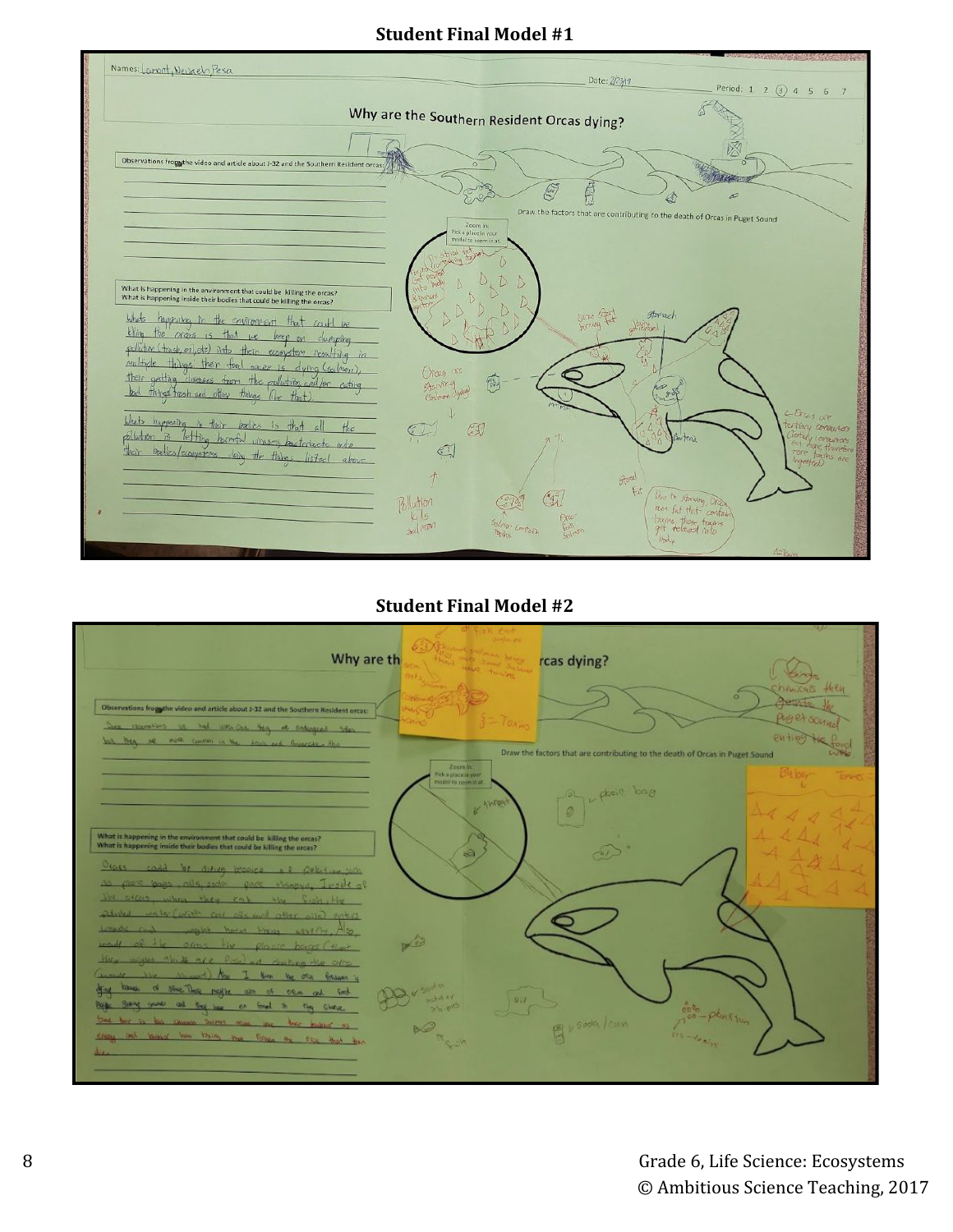## Student Final Model #1

Names: Lamont, Nevaeh, Pesa

Date: 2/27/19

Period: 1 2 3 4 5 6 7

**Why are the Southern Resident Orcas dying?**

Observations from the video and article about J-32 and the Southern Resident orcas:

What is happening in the environment that could be killing the orcas?
What is happening inside their bodies that could be killing the orcas?

What's happening in the environment that could be killing the orcas is that we keep on dumping pollution (trash, oil, etc) into their ecosystem resulting in multiple things: their food source is dying (salmon), their getting diseases from the pollution and/or eating bad things (trash and other things like that).

What's happening in their bodies is that all the pollution is letting harmful viruses, bacteria etc into their bodies/ecosystems using the things listed above.

Draw the factors that are contributing to the death of Orcas in Puget Sound

Zoom in: Pick a place in your model to zoom in at.

## Student Final Model #2

**Why are the Southern Resident Orcas dying?**

Observations from the video and article about J-32 and the Southern Resident orcas:

What is happening in the environment that could be killing the orcas?
What is happening inside their bodies that could be killing the orcas?

Orcas could be dying because of pollution such as plastic bags, oils, soda pack things. Inside of the orcas, when they eat the fish, the polluted water (with car oils and other oils) enters inside and might hurt them severely. Also, inside of the orcas the plastic bags (that they might think are food) are choking the orca (inside the stomach).

Draw the factors that are contributing to the death of Orcas in Puget Sound

Zoom in: Pick a place in your model to zoom in at.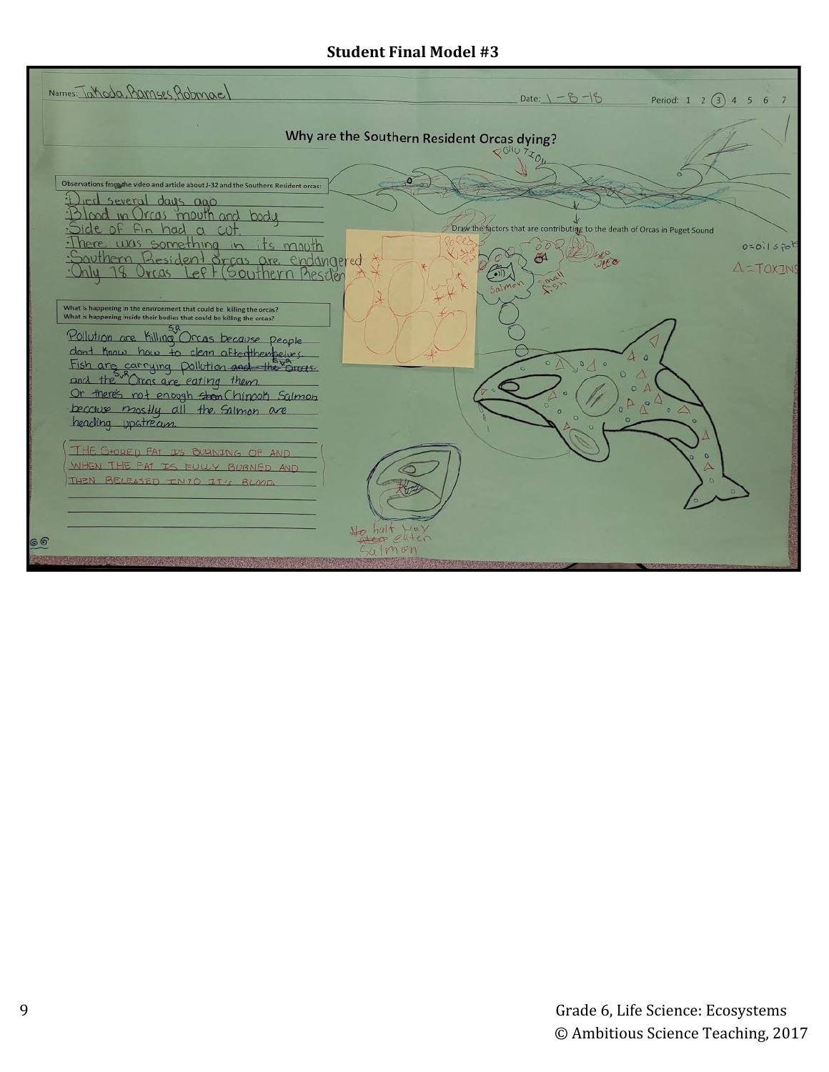**Student Final Model #3**

Names: Takoda, Ramses, Robmael

Date: 1-8-18

Period: 1 2 3 4 5 6 7

## Why are the Southern Resident Orcas dying?

Observations from the video and article about J-32 and the Southern Resident orcas:

- Died several days ago
- Blood in Orcas mouth and body
- Side of fin had a cut.
- There was something in its mouth
- Southern Resident Orcas are endangered
- Only 78 Orcas Left (Southern Residen

What is happening in the environment that could be killing the orcas?
What is happening inside their bodies that could be killing the orcas?

Pollution are Killing SR Orcas because people dont know how to clean after themselves. Fish are carrying pollution and the SR Orcas are eating them. Or there's not enough Chinook Salmon because mostly all the Salmon are heading upstream.

THE STORED FAT IS BURNING OF AND WHEN THE FAT IS FULLY BURNED AND THEN RELEASED INTO IT'S BLOOD.

Draw the factors that are contributing to the death of Orcas in Puget Sound

POLLUTION

Salmon

small fish

sea weed

o = oil spots

Δ = TOXINS

half way eaten Salmon